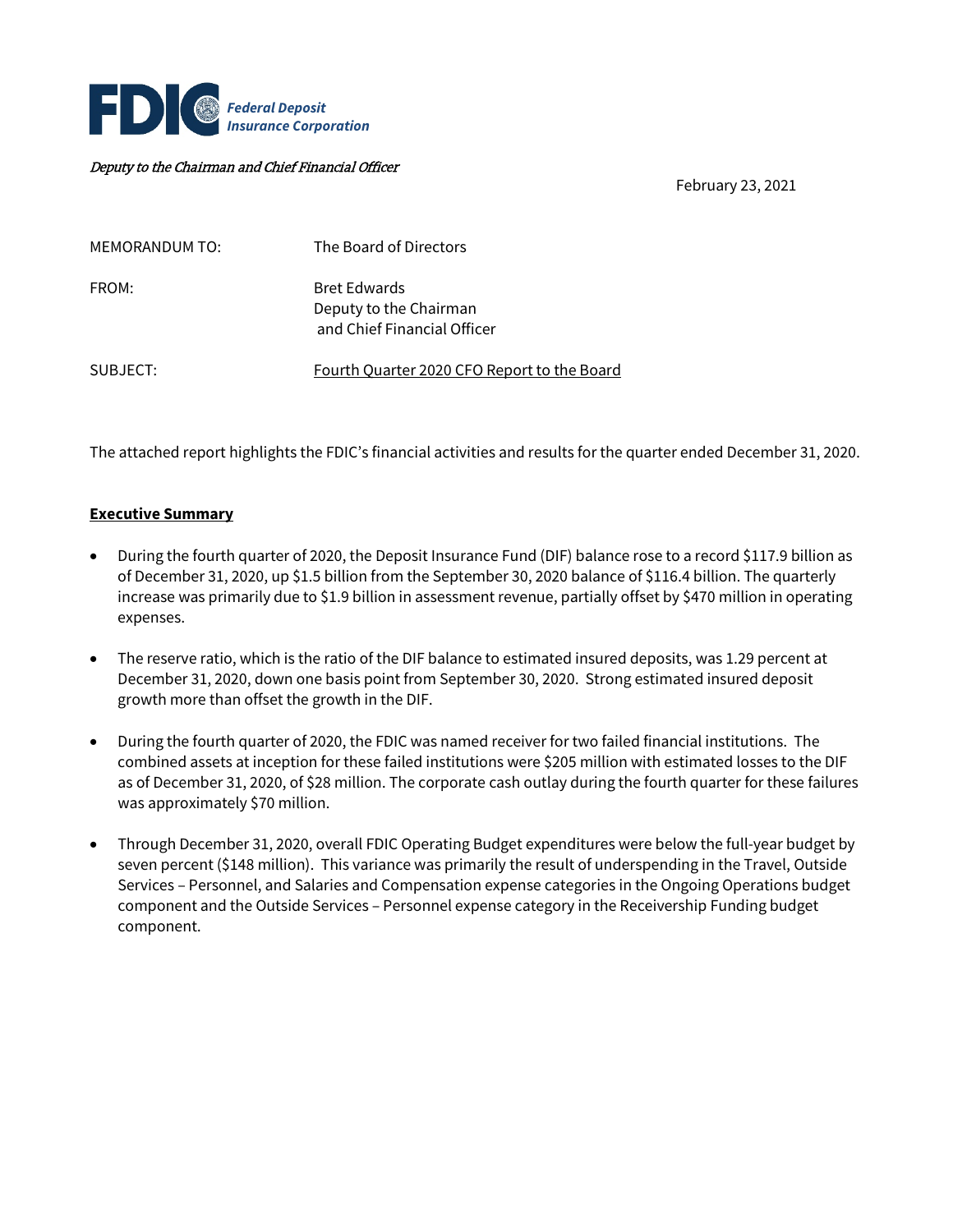**FDIC** *Federal Deposit Insurance Corporation*

*Deputy to the Chairman and Chief Financial Officer*

February 23, 2021

MEMORANDUM TO: The Board of Directors

FROM: Bret Edwards  
Deputy to the Chairman  
and Chief Financial Officer

SUBJECT: Fourth Quarter 2020 CFO Report to the Board

The attached report highlights the FDIC's financial activities and results for the quarter ended December 31, 2020.

## Executive Summary

- During the fourth quarter of 2020, the Deposit Insurance Fund (DIF) balance rose to a record $117.9 billion as of December 31, 2020, up $1.5 billion from the September 30, 2020 balance of $116.4 billion. The quarterly increase was primarily due to $1.9 billion in assessment revenue, partially offset by $470 million in operating expenses.
- The reserve ratio, which is the ratio of the DIF balance to estimated insured deposits, was 1.29 percent at December 31, 2020, down one basis point from September 30, 2020. Strong estimated insured deposit growth more than offset the growth in the DIF.
- During the fourth quarter of 2020, the FDIC was named receiver for two failed financial institutions. The combined assets at inception for these failed institutions were $205 million with estimated losses to the DIF as of December 31, 2020, of $28 million. The corporate cash outlay during the fourth quarter for these failures was approximately $70 million.
- Through December 31, 2020, overall FDIC Operating Budget expenditures were below the full-year budget by seven percent ($148 million). This variance was primarily the result of underspending in the Travel, Outside Services – Personnel, and Salaries and Compensation expense categories in the Ongoing Operations budget component and the Outside Services – Personnel expense category in the Receivership Funding budget component.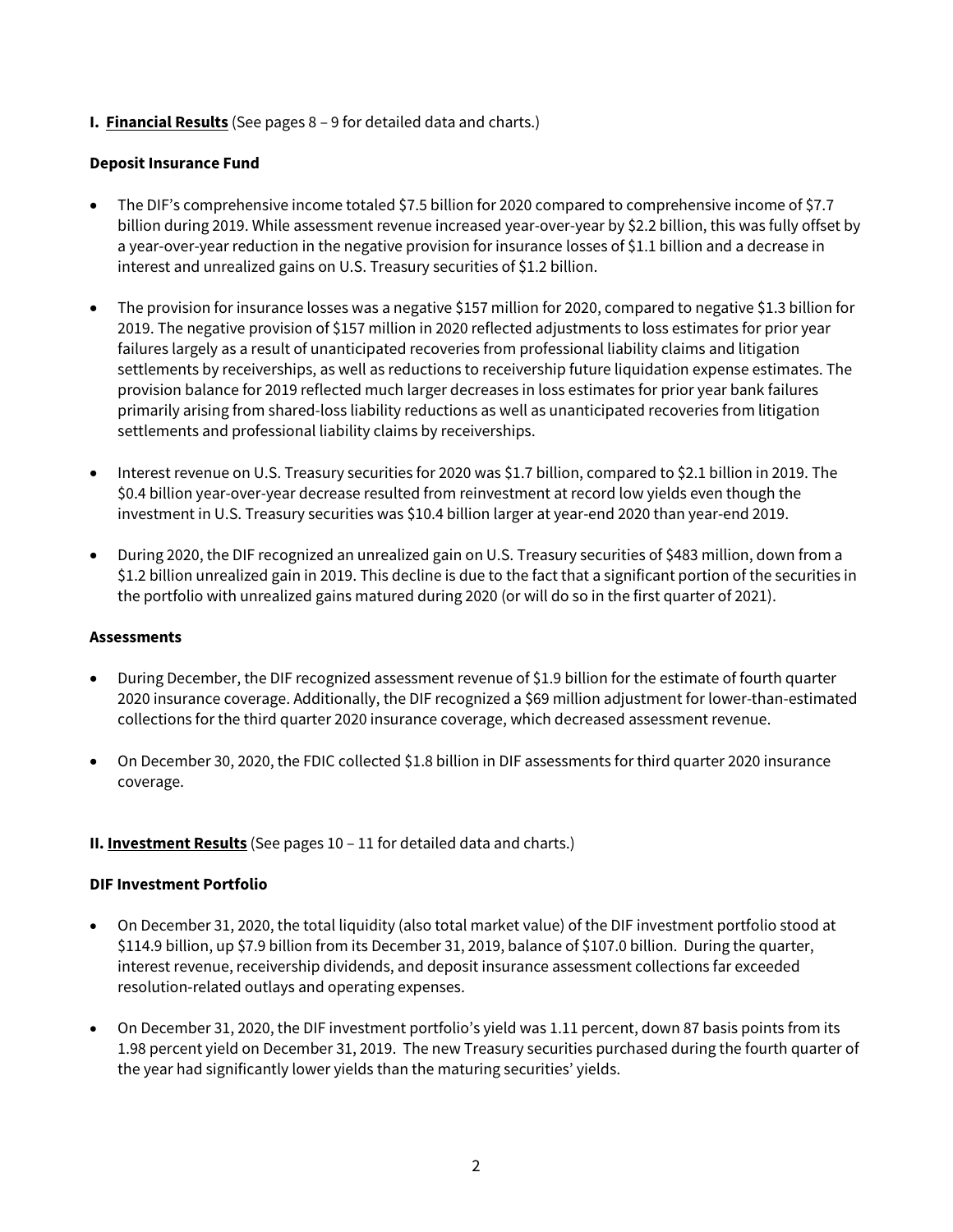**I. <u>Financial Results</u>** (See pages 8 – 9 for detailed data and charts.)

**Deposit Insurance Fund**

- The DIF's comprehensive income totaled $7.5 billion for 2020 compared to comprehensive income of $7.7 billion during 2019. While assessment revenue increased year-over-year by $2.2 billion, this was fully offset by a year-over-year reduction in the negative provision for insurance losses of $1.1 billion and a decrease in interest and unrealized gains on U.S. Treasury securities of $1.2 billion.

- The provision for insurance losses was a negative $157 million for 2020, compared to negative $1.3 billion for 2019. The negative provision of $157 million in 2020 reflected adjustments to loss estimates for prior year failures largely as a result of unanticipated recoveries from professional liability claims and litigation settlements by receiverships, as well as reductions to receivership future liquidation expense estimates. The provision balance for 2019 reflected much larger decreases in loss estimates for prior year bank failures primarily arising from shared-loss liability reductions as well as unanticipated recoveries from litigation settlements and professional liability claims by receiverships.

- Interest revenue on U.S. Treasury securities for 2020 was $1.7 billion, compared to $2.1 billion in 2019. The $0.4 billion year-over-year decrease resulted from reinvestment at record low yields even though the investment in U.S. Treasury securities was $10.4 billion larger at year-end 2020 than year-end 2019.

- During 2020, the DIF recognized an unrealized gain on U.S. Treasury securities of $483 million, down from a $1.2 billion unrealized gain in 2019. This decline is due to the fact that a significant portion of the securities in the portfolio with unrealized gains matured during 2020 (or will do so in the first quarter of 2021).

**Assessments**

- During December, the DIF recognized assessment revenue of $1.9 billion for the estimate of fourth quarter 2020 insurance coverage. Additionally, the DIF recognized a $69 million adjustment for lower-than-estimated collections for the third quarter 2020 insurance coverage, which decreased assessment revenue.

- On December 30, 2020, the FDIC collected $1.8 billion in DIF assessments for third quarter 2020 insurance coverage.

**II. <u>Investment Results</u>** (See pages 10 – 11 for detailed data and charts.)

**DIF Investment Portfolio**

- On December 31, 2020, the total liquidity (also total market value) of the DIF investment portfolio stood at $114.9 billion, up $7.9 billion from its December 31, 2019, balance of $107.0 billion. During the quarter, interest revenue, receivership dividends, and deposit insurance assessment collections far exceeded resolution-related outlays and operating expenses.

- On December 31, 2020, the DIF investment portfolio's yield was 1.11 percent, down 87 basis points from its 1.98 percent yield on December 31, 2019. The new Treasury securities purchased during the fourth quarter of the year had significantly lower yields than the maturing securities' yields.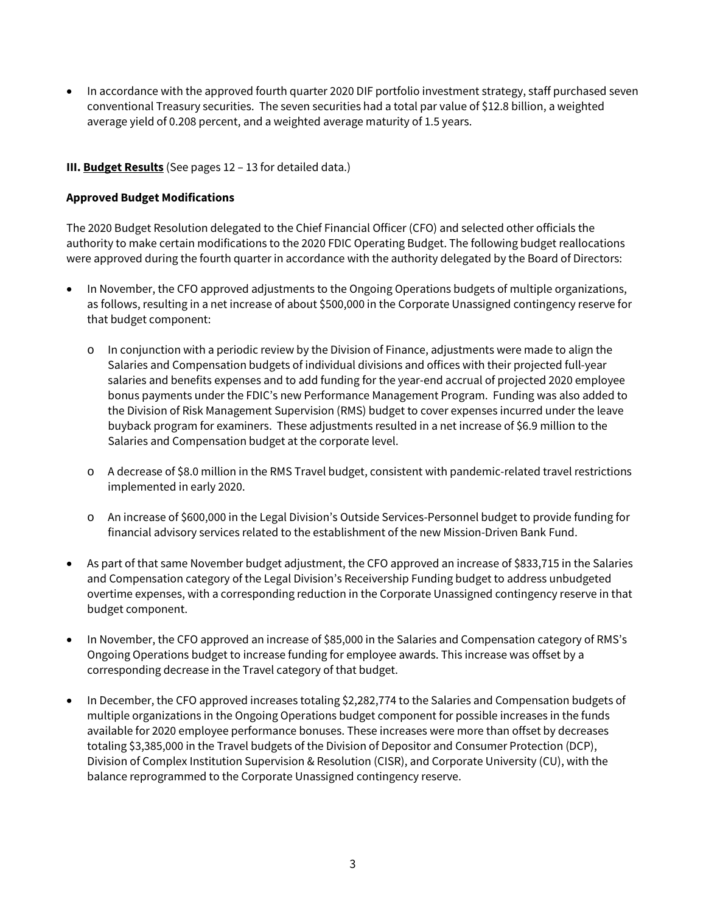- In accordance with the approved fourth quarter 2020 DIF portfolio investment strategy, staff purchased seven conventional Treasury securities. The seven securities had a total par value of $12.8 billion, a weighted average yield of 0.208 percent, and a weighted average maturity of 1.5 years.

**III. <u>Budget Results</u>** (See pages 12 – 13 for detailed data.)

**Approved Budget Modifications**

The 2020 Budget Resolution delegated to the Chief Financial Officer (CFO) and selected other officials the authority to make certain modifications to the 2020 FDIC Operating Budget. The following budget reallocations were approved during the fourth quarter in accordance with the authority delegated by the Board of Directors:

- In November, the CFO approved adjustments to the Ongoing Operations budgets of multiple organizations, as follows, resulting in a net increase of about $500,000 in the Corporate Unassigned contingency reserve for that budget component:
  - In conjunction with a periodic review by the Division of Finance, adjustments were made to align the Salaries and Compensation budgets of individual divisions and offices with their projected full-year salaries and benefits expenses and to add funding for the year-end accrual of projected 2020 employee bonus payments under the FDIC's new Performance Management Program. Funding was also added to the Division of Risk Management Supervision (RMS) budget to cover expenses incurred under the leave buyback program for examiners. These adjustments resulted in a net increase of $6.9 million to the Salaries and Compensation budget at the corporate level.
  - A decrease of $8.0 million in the RMS Travel budget, consistent with pandemic-related travel restrictions implemented in early 2020.
  - An increase of $600,000 in the Legal Division's Outside Services-Personnel budget to provide funding for financial advisory services related to the establishment of the new Mission-Driven Bank Fund.
- As part of that same November budget adjustment, the CFO approved an increase of $833,715 in the Salaries and Compensation category of the Legal Division's Receivership Funding budget to address unbudgeted overtime expenses, with a corresponding reduction in the Corporate Unassigned contingency reserve in that budget component.
- In November, the CFO approved an increase of $85,000 in the Salaries and Compensation category of RMS's Ongoing Operations budget to increase funding for employee awards. This increase was offset by a corresponding decrease in the Travel category of that budget.
- In December, the CFO approved increases totaling $2,282,774 to the Salaries and Compensation budgets of multiple organizations in the Ongoing Operations budget component for possible increases in the funds available for 2020 employee performance bonuses. These increases were more than offset by decreases totaling $3,385,000 in the Travel budgets of the Division of Depositor and Consumer Protection (DCP), Division of Complex Institution Supervision & Resolution (CISR), and Corporate University (CU), with the balance reprogrammed to the Corporate Unassigned contingency reserve.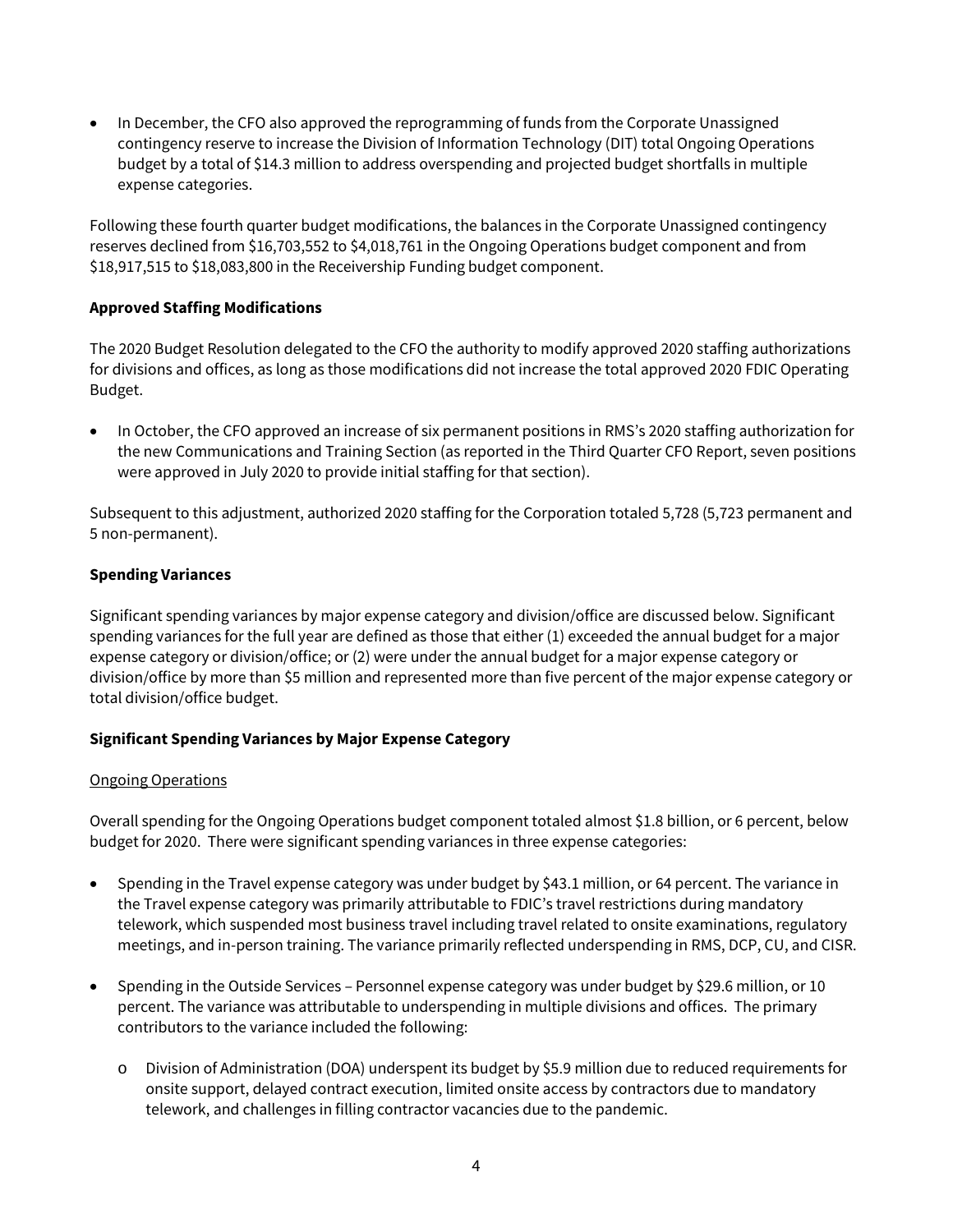- In December, the CFO also approved the reprogramming of funds from the Corporate Unassigned contingency reserve to increase the Division of Information Technology (DIT) total Ongoing Operations budget by a total of $14.3 million to address overspending and projected budget shortfalls in multiple expense categories.

Following these fourth quarter budget modifications, the balances in the Corporate Unassigned contingency reserves declined from $16,703,552 to $4,018,761 in the Ongoing Operations budget component and from $18,917,515 to $18,083,800 in the Receivership Funding budget component.

**Approved Staffing Modifications**

The 2020 Budget Resolution delegated to the CFO the authority to modify approved 2020 staffing authorizations for divisions and offices, as long as those modifications did not increase the total approved 2020 FDIC Operating Budget.

- In October, the CFO approved an increase of six permanent positions in RMS's 2020 staffing authorization for the new Communications and Training Section (as reported in the Third Quarter CFO Report, seven positions were approved in July 2020 to provide initial staffing for that section).

Subsequent to this adjustment, authorized 2020 staffing for the Corporation totaled 5,728 (5,723 permanent and 5 non-permanent).

**Spending Variances**

Significant spending variances by major expense category and division/office are discussed below. Significant spending variances for the full year are defined as those that either (1) exceeded the annual budget for a major expense category or division/office; or (2) were under the annual budget for a major expense category or division/office by more than $5 million and represented more than five percent of the major expense category or total division/office budget.

**Significant Spending Variances by Major Expense Category**

<u>Ongoing Operations</u>

Overall spending for the Ongoing Operations budget component totaled almost $1.8 billion, or 6 percent, below budget for 2020. There were significant spending variances in three expense categories:

- Spending in the Travel expense category was under budget by $43.1 million, or 64 percent. The variance in the Travel expense category was primarily attributable to FDIC's travel restrictions during mandatory telework, which suspended most business travel including travel related to onsite examinations, regulatory meetings, and in-person training. The variance primarily reflected underspending in RMS, DCP, CU, and CISR.

- Spending in the Outside Services – Personnel expense category was under budget by $29.6 million, or 10 percent. The variance was attributable to underspending in multiple divisions and offices. The primary contributors to the variance included the following:

    - Division of Administration (DOA) underspent its budget by $5.9 million due to reduced requirements for onsite support, delayed contract execution, limited onsite access by contractors due to mandatory telework, and challenges in filling contractor vacancies due to the pandemic.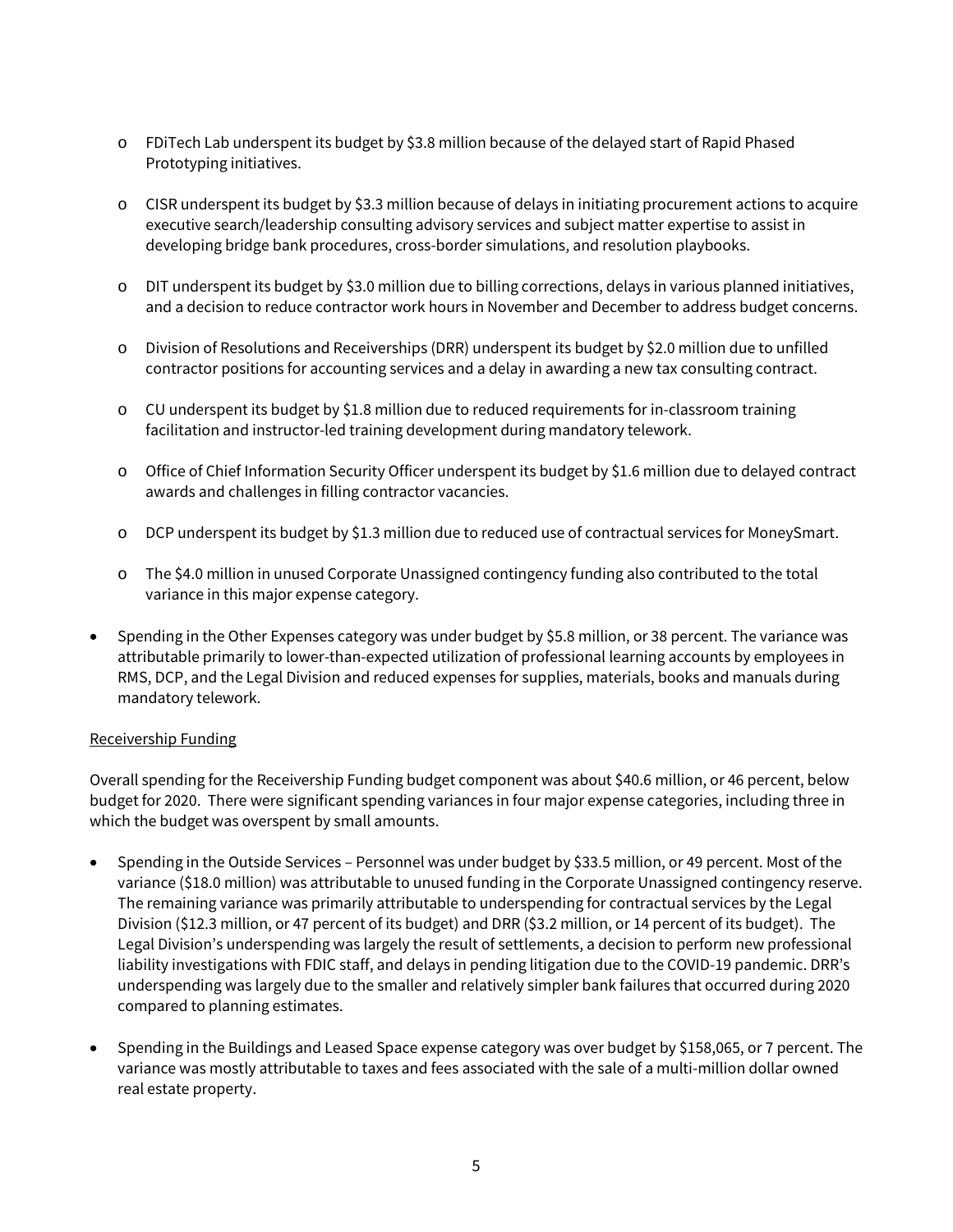- FDiTech Lab underspent its budget by $3.8 million because of the delayed start of Rapid Phased Prototyping initiatives.

- CISR underspent its budget by $3.3 million because of delays in initiating procurement actions to acquire executive search/leadership consulting advisory services and subject matter expertise to assist in developing bridge bank procedures, cross-border simulations, and resolution playbooks.

- DIT underspent its budget by $3.0 million due to billing corrections, delays in various planned initiatives, and a decision to reduce contractor work hours in November and December to address budget concerns.

- Division of Resolutions and Receiverships (DRR) underspent its budget by $2.0 million due to unfilled contractor positions for accounting services and a delay in awarding a new tax consulting contract.

- CU underspent its budget by $1.8 million due to reduced requirements for in-classroom training facilitation and instructor-led training development during mandatory telework.

- Office of Chief Information Security Officer underspent its budget by $1.6 million due to delayed contract awards and challenges in filling contractor vacancies.

- DCP underspent its budget by $1.3 million due to reduced use of contractual services for MoneySmart.

- The $4.0 million in unused Corporate Unassigned contingency funding also contributed to the total variance in this major expense category.

- Spending in the Other Expenses category was under budget by $5.8 million, or 38 percent. The variance was attributable primarily to lower-than-expected utilization of professional learning accounts by employees in RMS, DCP, and the Legal Division and reduced expenses for supplies, materials, books and manuals during mandatory telework.

<u>Receivership Funding</u>

Overall spending for the Receivership Funding budget component was about $40.6 million, or 46 percent, below budget for 2020. There were significant spending variances in four major expense categories, including three in which the budget was overspent by small amounts.

- Spending in the Outside Services – Personnel was under budget by $33.5 million, or 49 percent. Most of the variance ($18.0 million) was attributable to unused funding in the Corporate Unassigned contingency reserve. The remaining variance was primarily attributable to underspending for contractual services by the Legal Division ($12.3 million, or 47 percent of its budget) and DRR ($3.2 million, or 14 percent of its budget). The Legal Division's underspending was largely the result of settlements, a decision to perform new professional liability investigations with FDIC staff, and delays in pending litigation due to the COVID-19 pandemic. DRR's underspending was largely due to the smaller and relatively simpler bank failures that occurred during 2020 compared to planning estimates.

- Spending in the Buildings and Leased Space expense category was over budget by $158,065, or 7 percent. The variance was mostly attributable to taxes and fees associated with the sale of a multi-million dollar owned real estate property.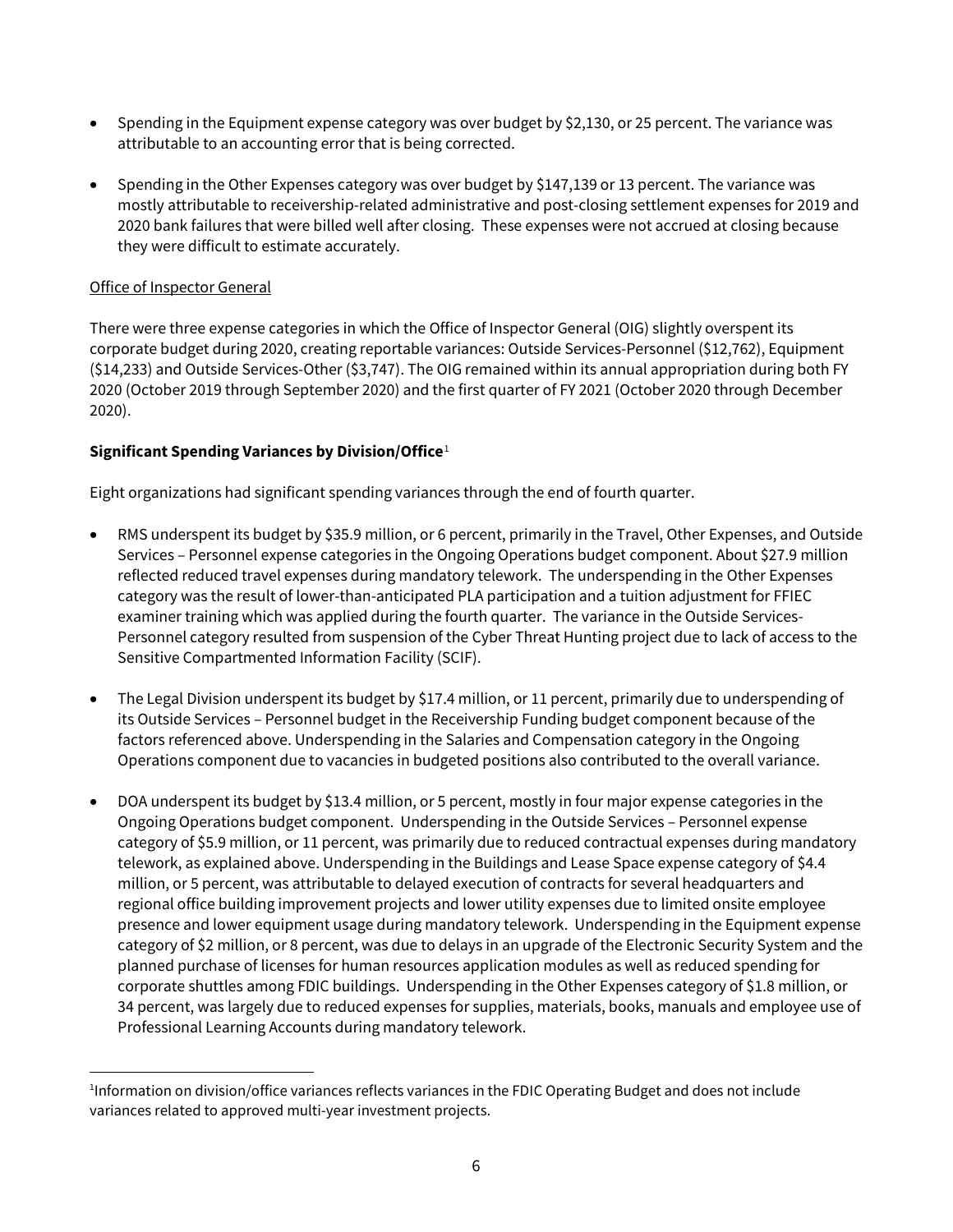- Spending in the Equipment expense category was over budget by $2,130, or 25 percent. The variance was attributable to an accounting error that is being corrected.

- Spending in the Other Expenses category was over budget by $147,139 or 13 percent. The variance was mostly attributable to receivership-related administrative and post-closing settlement expenses for 2019 and 2020 bank failures that were billed well after closing. These expenses were not accrued at closing because they were difficult to estimate accurately.

Office of Inspector General

There were three expense categories in which the Office of Inspector General (OIG) slightly overspent its corporate budget during 2020, creating reportable variances: Outside Services-Personnel ($12,762), Equipment ($14,233) and Outside Services-Other ($3,747). The OIG remained within its annual appropriation during both FY 2020 (October 2019 through September 2020) and the first quarter of FY 2021 (October 2020 through December 2020).

**Significant Spending Variances by Division/Office**[1]

Eight organizations had significant spending variances through the end of fourth quarter.

- RMS underspent its budget by $35.9 million, or 6 percent, primarily in the Travel, Other Expenses, and Outside Services – Personnel expense categories in the Ongoing Operations budget component. About $27.9 million reflected reduced travel expenses during mandatory telework. The underspending in the Other Expenses category was the result of lower-than-anticipated PLA participation and a tuition adjustment for FFIEC examiner training which was applied during the fourth quarter. The variance in the Outside Services-Personnel category resulted from suspension of the Cyber Threat Hunting project due to lack of access to the Sensitive Compartmented Information Facility (SCIF).

- The Legal Division underspent its budget by $17.4 million, or 11 percent, primarily due to underspending of its Outside Services – Personnel budget in the Receivership Funding budget component because of the factors referenced above. Underspending in the Salaries and Compensation category in the Ongoing Operations component due to vacancies in budgeted positions also contributed to the overall variance.

- DOA underspent its budget by $13.4 million, or 5 percent, mostly in four major expense categories in the Ongoing Operations budget component. Underspending in the Outside Services – Personnel expense category of $5.9 million, or 11 percent, was primarily due to reduced contractual expenses during mandatory telework, as explained above. Underspending in the Buildings and Lease Space expense category of $4.4 million, or 5 percent, was attributable to delayed execution of contracts for several headquarters and regional office building improvement projects and lower utility expenses due to limited onsite employee presence and lower equipment usage during mandatory telework. Underspending in the Equipment expense category of $2 million, or 8 percent, was due to delays in an upgrade of the Electronic Security System and the planned purchase of licenses for human resources application modules as well as reduced spending for corporate shuttles among FDIC buildings. Underspending in the Other Expenses category of $1.8 million, or 34 percent, was largely due to reduced expenses for supplies, materials, books, manuals and employee use of Professional Learning Accounts during mandatory telework.

[1] Information on division/office variances reflects variances in the FDIC Operating Budget and does not include variances related to approved multi-year investment projects.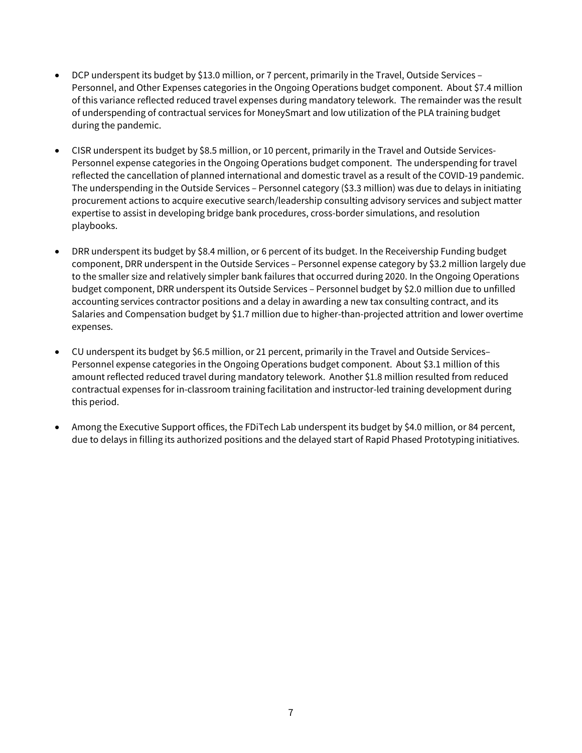- DCP underspent its budget by $13.0 million, or 7 percent, primarily in the Travel, Outside Services – Personnel, and Other Expenses categories in the Ongoing Operations budget component. About $7.4 million of this variance reflected reduced travel expenses during mandatory telework. The remainder was the result of underspending of contractual services for MoneySmart and low utilization of the PLA training budget during the pandemic.

- CISR underspent its budget by $8.5 million, or 10 percent, primarily in the Travel and Outside Services- Personnel expense categories in the Ongoing Operations budget component. The underspending for travel reflected the cancellation of planned international and domestic travel as a result of the COVID-19 pandemic. The underspending in the Outside Services – Personnel category ($3.3 million) was due to delays in initiating procurement actions to acquire executive search/leadership consulting advisory services and subject matter expertise to assist in developing bridge bank procedures, cross-border simulations, and resolution playbooks.

- DRR underspent its budget by $8.4 million, or 6 percent of its budget. In the Receivership Funding budget component, DRR underspent in the Outside Services – Personnel expense category by $3.2 million largely due to the smaller size and relatively simpler bank failures that occurred during 2020. In the Ongoing Operations budget component, DRR underspent its Outside Services – Personnel budget by $2.0 million due to unfilled accounting services contractor positions and a delay in awarding a new tax consulting contract, and its Salaries and Compensation budget by $1.7 million due to higher-than-projected attrition and lower overtime expenses.

- CU underspent its budget by $6.5 million, or 21 percent, primarily in the Travel and Outside Services– Personnel expense categories in the Ongoing Operations budget component. About $3.1 million of this amount reflected reduced travel during mandatory telework. Another $1.8 million resulted from reduced contractual expenses for in-classroom training facilitation and instructor-led training development during this period.

- Among the Executive Support offices, the FDiTech Lab underspent its budget by $4.0 million, or 84 percent, due to delays in filling its authorized positions and the delayed start of Rapid Phased Prototyping initiatives.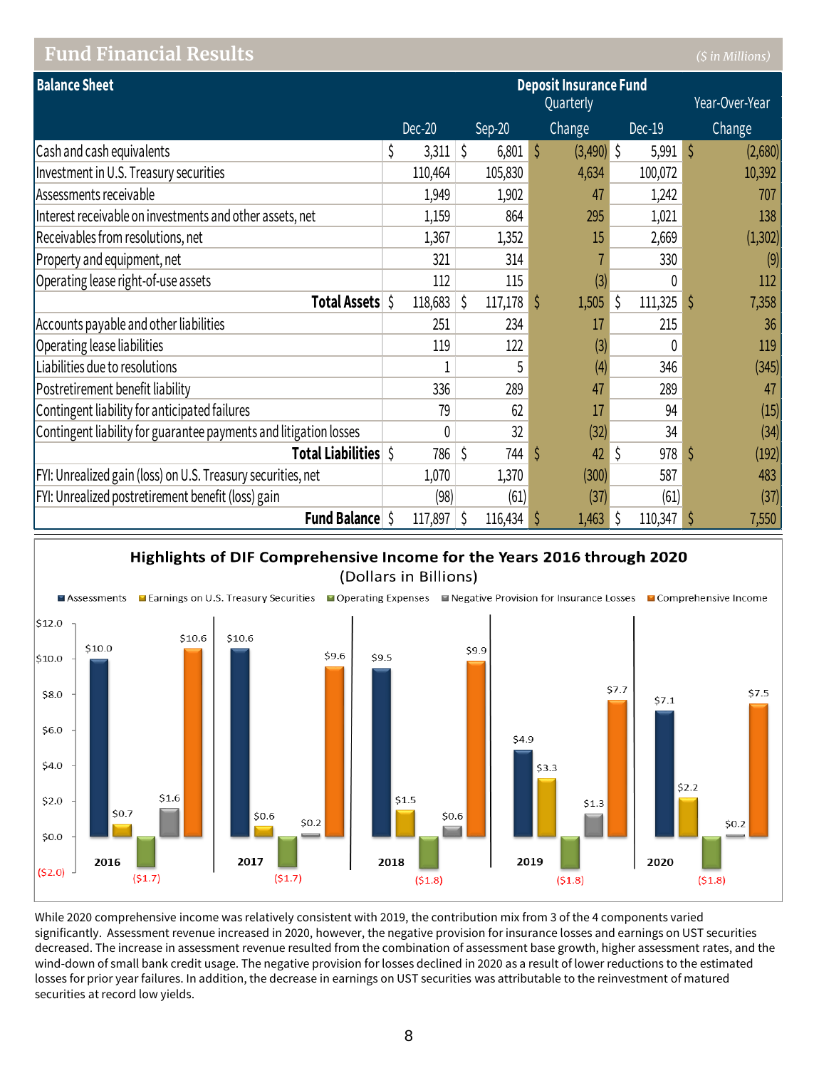## Fund Financial Results

*($ in Millions)*

| Balance Sheet | Deposit Insurance Fund | | | | |
|---|---|---|---|---|---|
| | | | Quarterly | | Year-Over-Year |
| | Dec-20 | Sep-20 | Change | Dec-19 | Change |
| Cash and cash equivalents | $ 3,311 | $ 6,801 | $ (3,490) | $ 5,991 | $ (2,680) |
| Investment in U.S. Treasury securities | 110,464 | 105,830 | 4,634 | 100,072 | 10,392 |
| Assessments receivable | 1,949 | 1,902 | 47 | 1,242 | 707 |
| Interest receivable on investments and other assets, net | 1,159 | 864 | 295 | 1,021 | 138 |
| Receivables from resolutions, net | 1,367 | 1,352 | 15 | 2,669 | (1,302) |
| Property and equipment, net | 321 | 314 | 7 | 330 | (9) |
| Operating lease right-of-use assets | 112 | 115 | (3) | 0 | 112 |
| **Total Assets** | $ 118,683 | $ 117,178 | $ 1,505 | $ 111,325 | $ 7,358 |
| Accounts payable and other liabilities | 251 | 234 | 17 | 215 | 36 |
| Operating lease liabilities | 119 | 122 | (3) | 0 | 119 |
| Liabilities due to resolutions | 1 | 5 | (4) | 346 | (345) |
| Postretirement benefit liability | 336 | 289 | 47 | 289 | 47 |
| Contingent liability for anticipated failures | 79 | 62 | 17 | 94 | (15) |
| Contingent liability for guarantee payments and litigation losses | 0 | 32 | (32) | 34 | (34) |
| **Total Liabilities** | $ 786 | $ 744 | $ 42 | $ 978 | $ (192) |
| FYI: Unrealized gain (loss) on U.S. Treasury securities, net | 1,070 | 1,370 | (300) | 587 | 483 |
| FYI: Unrealized postretirement benefit (loss) gain | (98) | (61) | (37) | (61) | (37) |
| **Fund Balance** | $ 117,897 | $ 116,434 | $ 1,463 | $ 110,347 | $ 7,550 |

### Highlights of DIF Comprehensive Income for the Years 2016 through 2020

(Dollars in Billions)

| Year | Assessments | Earnings on U.S. Treasury Securities | Operating Expenses | Negative Provision for Insurance Losses | Comprehensive Income |
|---|---|---|---|---|---|
| 2016 | $10.0 | $0.7 | ($1.7) | $1.6 | $10.6 |
| 2017 | $10.6 | $0.6 | ($1.7) | $0.2 | $9.6 |
| 2018 | $9.5 | $1.5 | ($1.8) | $0.6 | $9.9 |
| 2019 | $4.9 | $3.3 | ($1.8) | $1.3 | $7.7 |
| 2020 | $7.1 | $2.2 | ($1.8) | $0.2 | $7.5 |

While 2020 comprehensive income was relatively consistent with 2019, the contribution mix from 3 of the 4 components varied significantly. Assessment revenue increased in 2020, however, the negative provision for insurance losses and earnings on UST securities decreased. The increase in assessment revenue resulted from the combination of assessment base growth, higher assessment rates, and the wind-down of small bank credit usage. The negative provision for losses declined in 2020 as a result of lower reductions to the estimated losses for prior year failures. In addition, the decrease in earnings on UST securities was attributable to the reinvestment of matured securities at record low yields.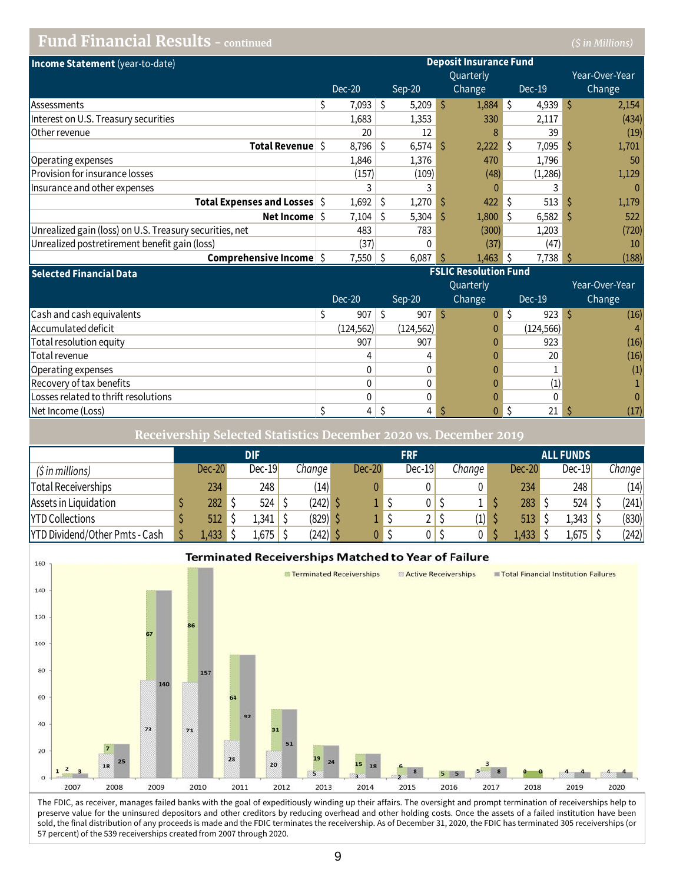# Fund Financial Results - continued

*($ in Millions)*

| Income Statement (year-to-date) | Deposit Insurance Fund | | | | |
|---|---|---|---|---|---|
| | Dec-20 | Sep-20 | Quarterly Change | Dec-19 | Year-Over-Year Change |
| Assessments | $ 7,093 | $ 5,209 | $ 1,884 | $ 4,939 | $ 2,154 |
| Interest on U.S. Treasury securities | 1,683 | 1,353 | 330 | 2,117 | (434) |
| Other revenue | 20 | 12 | 8 | 39 | (19) |
| **Total Revenue** | $ 8,796 | $ 6,574 | $ 2,222 | $ 7,095 | $ 1,701 |
| Operating expenses | 1,846 | 1,376 | 470 | 1,796 | 50 |
| Provision for insurance losses | (157) | (109) | (48) | (1,286) | 1,129 |
| Insurance and other expenses | 3 | 3 | 0 | 3 | 0 |
| **Total Expenses and Losses** | $ 1,692 | $ 1,270 | $ 422 | $ 513 | $ 1,179 |
| **Net Income** | $ 7,104 | $ 5,304 | $ 1,800 | $ 6,582 | $ 522 |
| Unrealized gain (loss) on U.S. Treasury securities, net | 483 | 783 | (300) | 1,203 | (720) |
| Unrealized postretirement benefit gain (loss) | (37) | 0 | (37) | (47) | 10 |
| **Comprehensive Income** | $ 7,550 | $ 6,087 | $ 1,463 | $ 7,738 | $ (188) |

| Selected Financial Data | FSLIC Resolution Fund | | | | |
|---|---|---|---|---|---|
| | Dec-20 | Sep-20 | Quarterly Change | Dec-19 | Year-Over-Year Change |
| Cash and cash equivalents | $ 907 | $ 907 | $ 0 | $ 923 | $ (16) |
| Accumulated deficit | (124,562) | (124,562) | 0 | (124,566) | 4 |
| Total resolution equity | 907 | 907 | 0 | 923 | (16) |
| Total revenue | 4 | 4 | 0 | 20 | (16) |
| Operating expenses | 0 | 0 | 0 | 1 | (1) |
| Recovery of tax benefits | 0 | 0 | 0 | (1) | 1 |
| Losses related to thrift resolutions | 0 | 0 | 0 | 0 | 0 |
| Net Income (Loss) | $ 4 | $ 4 | $ 0 | $ 21 | $ (17) |

## Receivership Selected Statistics December 2020 vs. December 2019

| | DIF | | | FRF | | | ALL FUNDS | | |
|---|---|---|---|---|---|---|---|---|---|
| *($ in millions)* | Dec-20 | Dec-19 | *Change* | Dec-20 | Dec-19 | *Change* | Dec-20 | Dec-19 | *Change* |
| Total Receiverships | 234 | 248 | (14) | 0 | 0 | 0 | 234 | 248 | (14) |
| Assets in Liquidation | $ 282 | $ 524 | $ (242) | $ 1 | $ 0 | $ 1 | $ 283 | $ 524 | $ (241) |
| YTD Collections | $ 512 | $ 1,341 | $ (829) | $ 1 | $ 2 | $ (1) | $ 513 | $ 1,343 | $ (830) |
| YTD Dividend/Other Pmts - Cash | $ 1,433 | $ 1,675 | $ (242) | $ 0 | $ 0 | $ 0 | $ 1,433 | $ 1,675 | $ (242) |

**Terminated Receiverships Matched to Year of Failure**

| Year | Terminated Receiverships | Active Receiverships | Total Financial Institution Failures |
|---|---|---|---|
| 2007 | 1 | 2 | 3 |
| 2008 | 7 | 18 | 25 |
| 2009 | 67 | 73 | 140 |
| 2010 | 86 | 71 | 157 |
| 2011 | 64 | 28 | 92 |
| 2012 | 31 | 20 | 51 |
| 2013 | 19 | 5 | 24 |
| 2014 | 15 | 3 | 18 |
| 2015 | 6 | 2 | 8 |
| 2016 | | 5 | 5 |
| 2017 | 3 | 5 | 8 |
| 2018 | 0 | | 0 |
| 2019 | | 4 | 4 |
| 2020 | | 4 | 4 |

The FDIC, as receiver, manages failed banks with the goal of expeditiously winding up their affairs. The oversight and prompt termination of receiverships help to preserve value for the uninsured depositors and other creditors by reducing overhead and other holding costs. Once the assets of a failed institution have been sold, the final distribution of any proceeds is made and the FDIC terminates the receivership. As of December 31, 2020, the FDIC has terminated 305 receiverships (or 57 percent) of the 539 receiverships created from 2007 through 2020.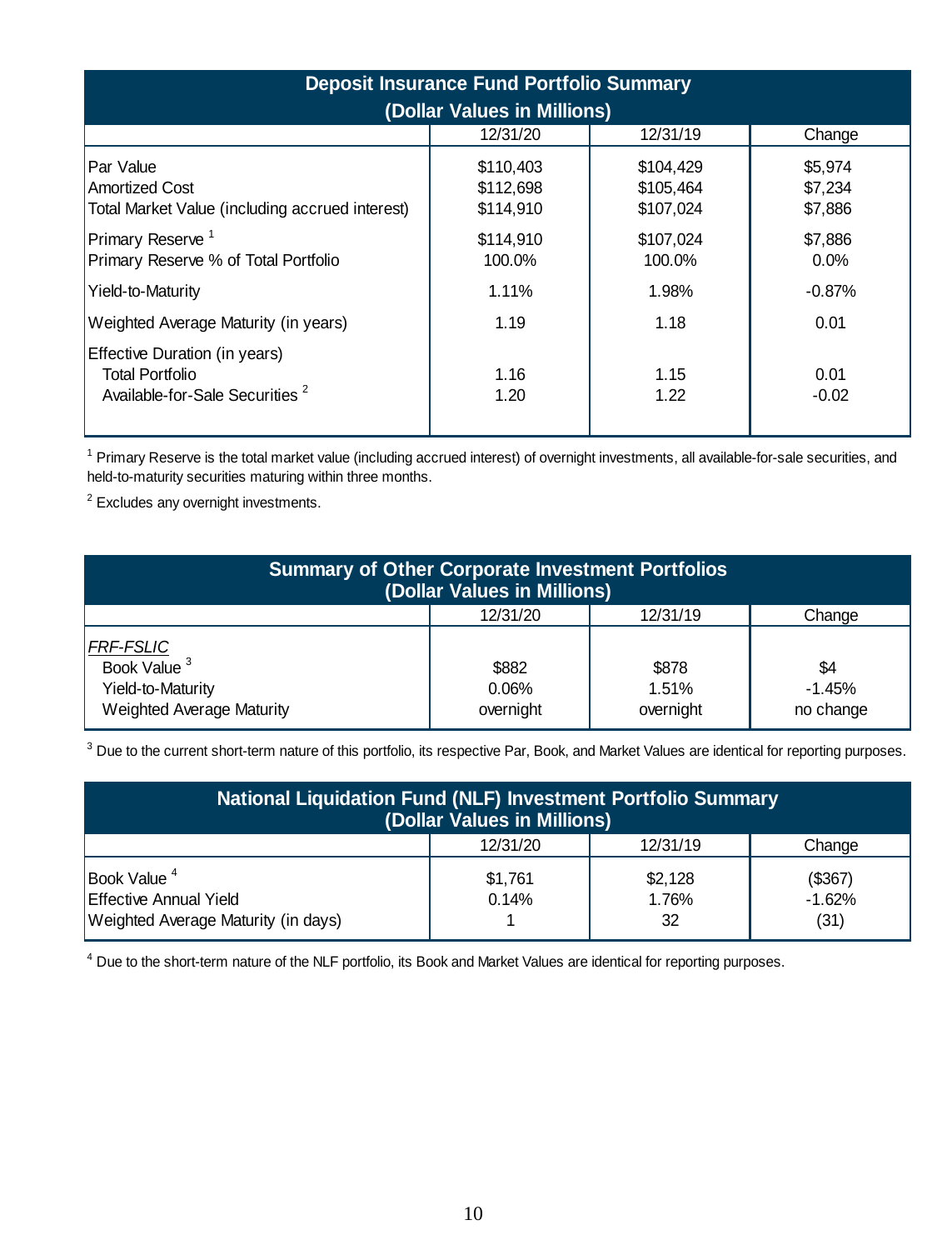| Deposit Insurance Fund Portfolio Summary (Dollar Values in Millions) | | | |
|---|---|---|---|
| | 12/31/20 | 12/31/19 | Change |
| Par Value | $110,403 | $104,429 | $5,974 |
| Amortized Cost | $112,698 | $105,464 | $7,234 |
| Total Market Value (including accrued interest) | $114,910 | $107,024 | $7,886 |
| Primary Reserve [1] | $114,910 | $107,024 | $7,886 |
| Primary Reserve % of Total Portfolio | 100.0% | 100.0% | 0.0% |
| Yield-to-Maturity | 1.11% | 1.98% | -0.87% |
| Weighted Average Maturity (in years) | 1.19 | 1.18 | 0.01 |
| Effective Duration (in years) | | | |
| Total Portfolio | 1.16 | 1.15 | 0.01 |
| Available-for-Sale Securities [2] | 1.20 | 1.22 | -0.02 |

[1] Primary Reserve is the total market value (including accrued interest) of overnight investments, all available-for-sale securities, and held-to-maturity securities maturing within three months.

[2] Excludes any overnight investments.

| Summary of Other Corporate Investment Portfolios (Dollar Values in Millions) | | | |
|---|---|---|---|
| | 12/31/20 | 12/31/19 | Change |
| *FRF-FSLIC* | | | |
| Book Value [3] | $882 | $878 | $4 |
| Yield-to-Maturity | 0.06% | 1.51% | -1.45% |
| Weighted Average Maturity | overnight | overnight | no change |

[3] Due to the current short-term nature of this portfolio, its respective Par, Book, and Market Values are identical for reporting purposes.

| National Liquidation Fund (NLF) Investment Portfolio Summary (Dollar Values in Millions) | | | |
|---|---|---|---|
| | 12/31/20 | 12/31/19 | Change |
| Book Value [4] | $1,761 | $2,128 | ($367) |
| Effective Annual Yield | 0.14% | 1.76% | -1.62% |
| Weighted Average Maturity (in days) | 1 | 32 | (31) |

[4] Due to the short-term nature of the NLF portfolio, its Book and Market Values are identical for reporting purposes.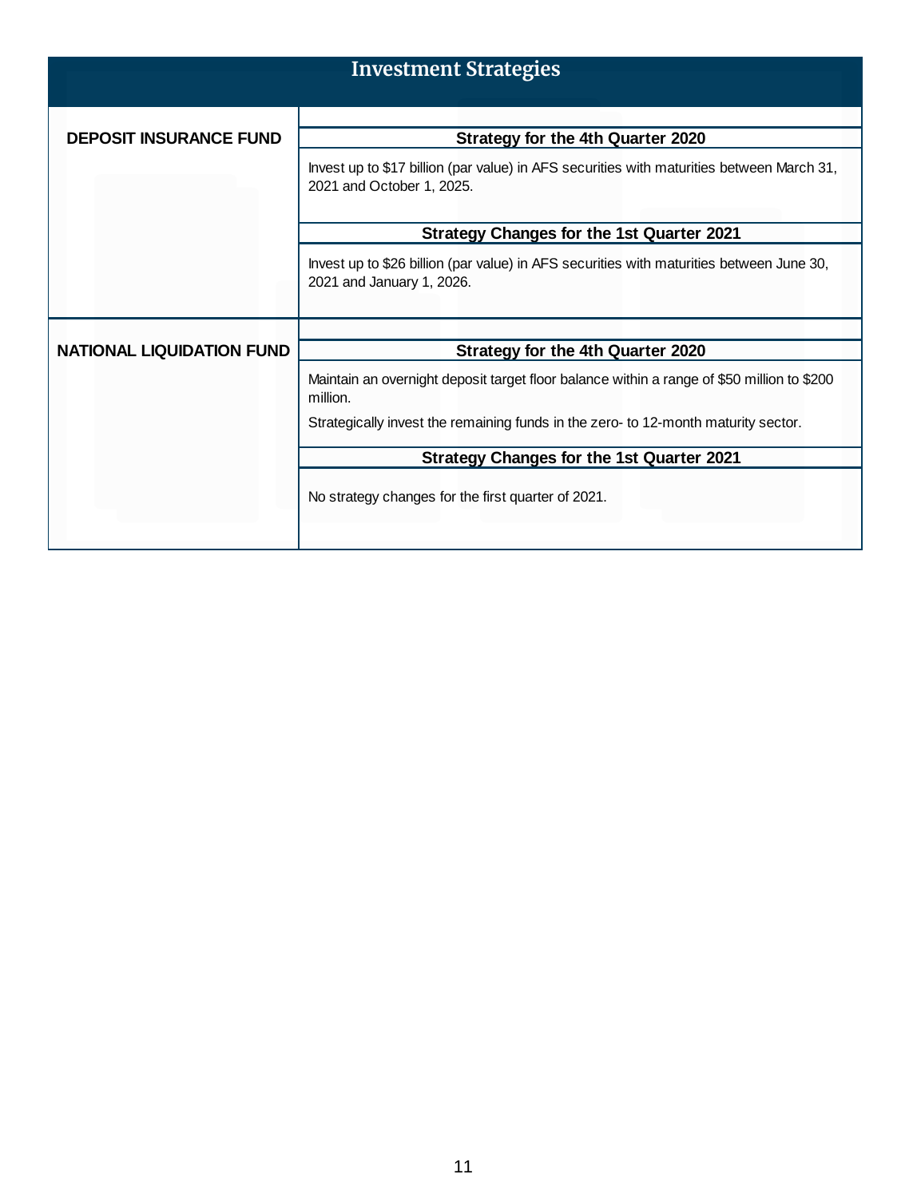## Investment Strategies

| | |
|---|---|
| **DEPOSIT INSURANCE FUND** | **Strategy for the 4th Quarter 2020** |
| | Invest up to $17 billion (par value) in AFS securities with maturities between March 31, 2021 and October 1, 2025. |
| | **Strategy Changes for the 1st Quarter 2021** |
| | Invest up to $26 billion (par value) in AFS securities with maturities between June 30, 2021 and January 1, 2026. |
| **NATIONAL LIQUIDATION FUND** | **Strategy for the 4th Quarter 2020** |
| | Maintain an overnight deposit target floor balance within a range of $50 million to $200 million.<br>Strategically invest the remaining funds in the zero- to 12-month maturity sector. |
| | **Strategy Changes for the 1st Quarter 2021** |
| | No strategy changes for the first quarter of 2021. |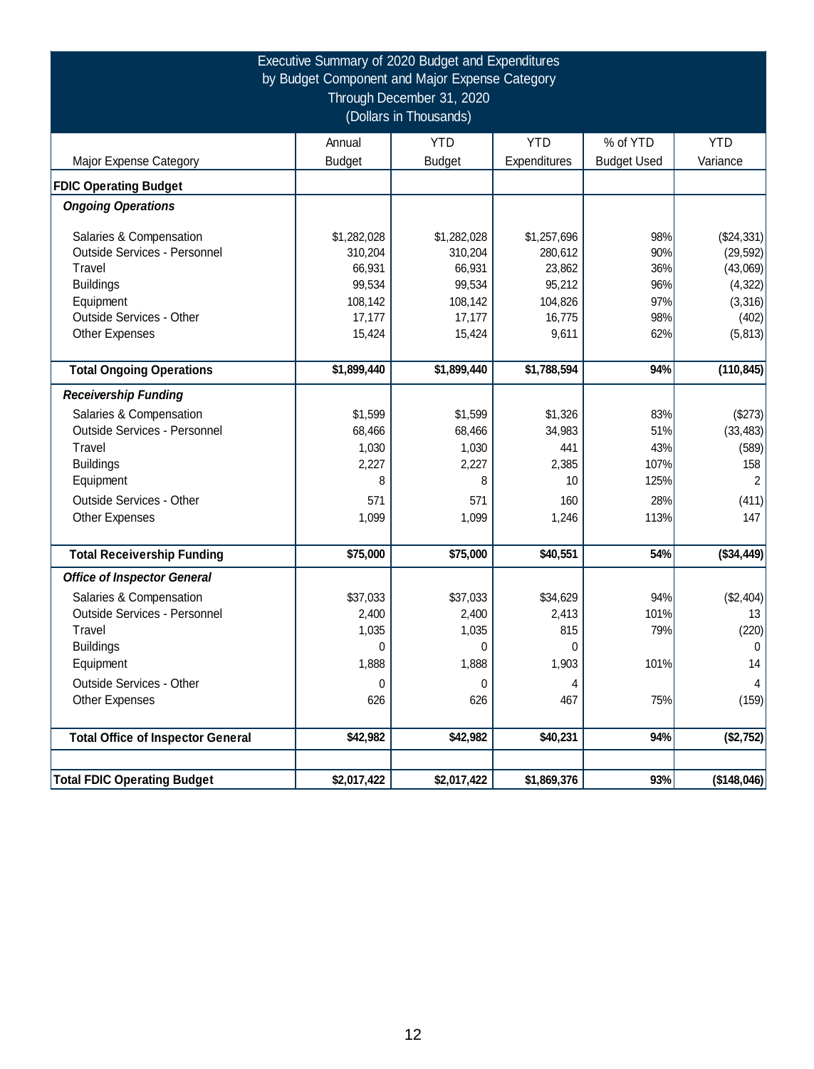# Executive Summary of 2020 Budget and Expenditures by Budget Component and Major Expense Category Through December 31, 2020 (Dollars in Thousands)

| Major Expense Category | Annual Budget | YTD Budget | YTD Expenditures | % of YTD Budget Used | YTD Variance |
|---|---|---|---|---|---|
| **FDIC Operating Budget** | | | | | |
| ***Ongoing Operations*** | | | | | |
| Salaries & Compensation | $1,282,028 | $1,282,028 | $1,257,696 | 98% | ($24,331) |
| Outside Services - Personnel | 310,204 | 310,204 | 280,612 | 90% | (29,592) |
| Travel | 66,931 | 66,931 | 23,862 | 36% | (43,069) |
| Buildings | 99,534 | 99,534 | 95,212 | 96% | (4,322) |
| Equipment | 108,142 | 108,142 | 104,826 | 97% | (3,316) |
| Outside Services - Other | 17,177 | 17,177 | 16,775 | 98% | (402) |
| Other Expenses | 15,424 | 15,424 | 9,611 | 62% | (5,813) |
| **Total Ongoing Operations** | **$1,899,440** | **$1,899,440** | **$1,788,594** | **94%** | **(110,845)** |
| ***Receivership Funding*** | | | | | |
| Salaries & Compensation | $1,599 | $1,599 | $1,326 | 83% | ($273) |
| Outside Services - Personnel | 68,466 | 68,466 | 34,983 | 51% | (33,483) |
| Travel | 1,030 | 1,030 | 441 | 43% | (589) |
| Buildings | 2,227 | 2,227 | 2,385 | 107% | 158 |
| Equipment | 8 | 8 | 10 | 125% | 2 |
| Outside Services - Other | 571 | 571 | 160 | 28% | (411) |
| Other Expenses | 1,099 | 1,099 | 1,246 | 113% | 147 |
| **Total Receivership Funding** | **$75,000** | **$75,000** | **$40,551** | **54%** | **($34,449)** |
| ***Office of Inspector General*** | | | | | |
| Salaries & Compensation | $37,033 | $37,033 | $34,629 | 94% | ($2,404) |
| Outside Services - Personnel | 2,400 | 2,400 | 2,413 | 101% | 13 |
| Travel | 1,035 | 1,035 | 815 | 79% | (220) |
| Buildings | 0 | 0 | 0 | | 0 |
| Equipment | 1,888 | 1,888 | 1,903 | 101% | 14 |
| Outside Services - Other | 0 | 0 | 4 | | 4 |
| Other Expenses | 626 | 626 | 467 | 75% | (159) |
| **Total Office of Inspector General** | **$42,982** | **$42,982** | **$40,231** | **94%** | **($2,752)** |
| **Total FDIC Operating Budget** | **$2,017,422** | **$2,017,422** | **$1,869,376** | **93%** | **($148,046)** |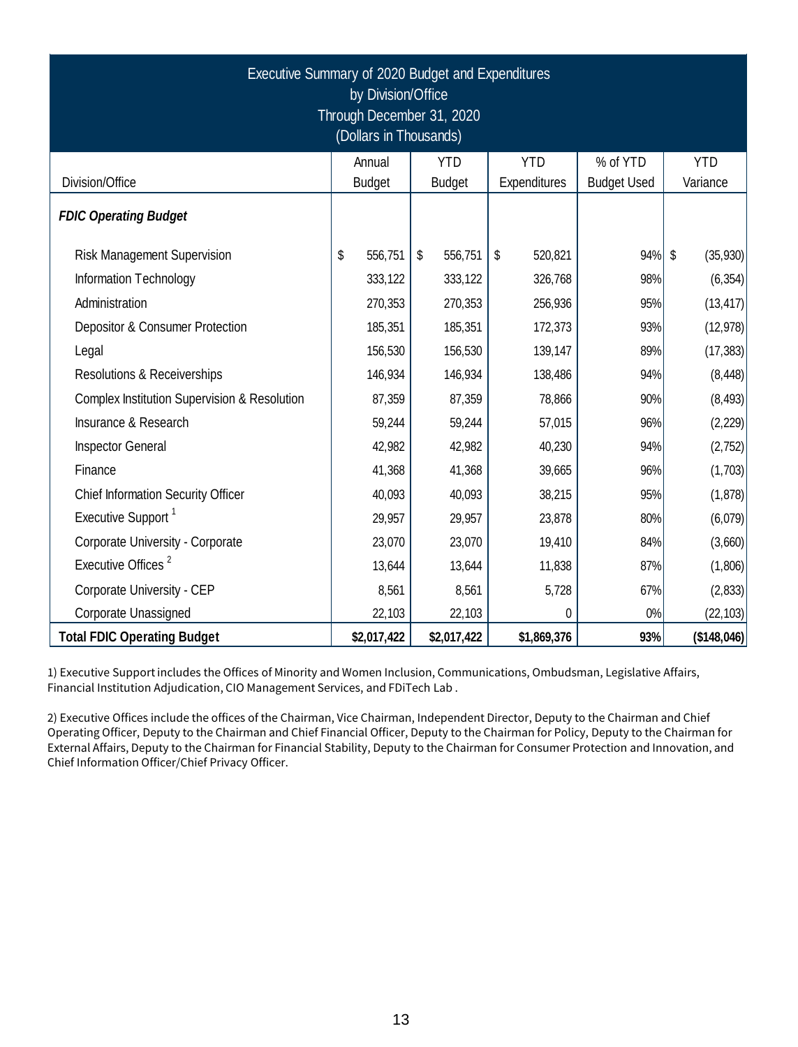## Executive Summary of 2020 Budget and Expenditures
## by Division/Office
## Through December 31, 2020
## (Dollars in Thousands)

| Division/Office | Annual Budget | YTD Budget | YTD Expenditures | % of YTD Budget Used | YTD Variance |
|---|---|---|---|---|---|
| ***FDIC Operating Budget*** | | | | | |
| Risk Management Supervision | $ 556,751 | $ 556,751 | $ 520,821 | 94% | $ (35,930) |
| Information Technology | 333,122 | 333,122 | 326,768 | 98% | (6,354) |
| Administration | 270,353 | 270,353 | 256,936 | 95% | (13,417) |
| Depositor & Consumer Protection | 185,351 | 185,351 | 172,373 | 93% | (12,978) |
| Legal | 156,530 | 156,530 | 139,147 | 89% | (17,383) |
| Resolutions & Receiverships | 146,934 | 146,934 | 138,486 | 94% | (8,448) |
| Complex Institution Supervision & Resolution | 87,359 | 87,359 | 78,866 | 90% | (8,493) |
| Insurance & Research | 59,244 | 59,244 | 57,015 | 96% | (2,229) |
| Inspector General | 42,982 | 42,982 | 40,230 | 94% | (2,752) |
| Finance | 41,368 | 41,368 | 39,665 | 96% | (1,703) |
| Chief Information Security Officer | 40,093 | 40,093 | 38,215 | 95% | (1,878) |
| Executive Support [1] | 29,957 | 29,957 | 23,878 | 80% | (6,079) |
| Corporate University - Corporate | 23,070 | 23,070 | 19,410 | 84% | (3,660) |
| Executive Offices [2] | 13,644 | 13,644 | 11,838 | 87% | (1,806) |
| Corporate University - CEP | 8,561 | 8,561 | 5,728 | 67% | (2,833) |
| Corporate Unassigned | 22,103 | 22,103 | 0 | 0% | (22,103) |
| **Total FDIC Operating Budget** | **$2,017,422** | **$2,017,422** | **$1,869,376** | **93%** | **($148,046)** |

1) Executive Support includes the Offices of Minority and Women Inclusion, Communications, Ombudsman, Legislative Affairs, Financial Institution Adjudication, CIO Management Services, and FDiTech Lab .

2) Executive Offices include the offices of the Chairman, Vice Chairman, Independent Director, Deputy to the Chairman and Chief Operating Officer, Deputy to the Chairman and Chief Financial Officer, Deputy to the Chairman for Policy, Deputy to the Chairman for External Affairs, Deputy to the Chairman for Financial Stability, Deputy to the Chairman for Consumer Protection and Innovation, and Chief Information Officer/Chief Privacy Officer.